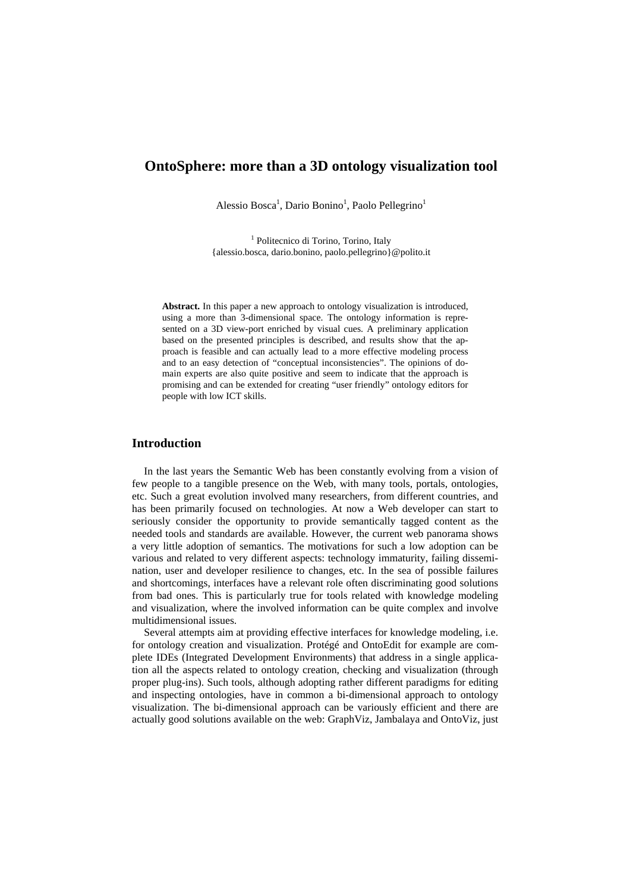# OntoSphere: more than a 3D ontology visualization tool

Alessio Bosca[1], Dario Bonino[1], Paolo Pellegrino[1]

[1] Politecnico di Torino, Torino, Italy
{alessio.bosca, dario.bonino, paolo.pellegrino}@polito.it

**Abstract.** In this paper a new approach to ontology visualization is introduced, using a more than 3-dimensional space. The ontology information is represented on a 3D view-port enriched by visual cues. A preliminary application based on the presented principles is described, and results show that the approach is feasible and can actually lead to a more effective modeling process and to an easy detection of "conceptual inconsistencies". The opinions of domain experts are also quite positive and seem to indicate that the approach is promising and can be extended for creating "user friendly" ontology editors for people with low ICT skills.

## Introduction

In the last years the Semantic Web has been constantly evolving from a vision of few people to a tangible presence on the Web, with many tools, portals, ontologies, etc. Such a great evolution involved many researchers, from different countries, and has been primarily focused on technologies. At now a Web developer can start to seriously consider the opportunity to provide semantically tagged content as the needed tools and standards are available. However, the current web panorama shows a very little adoption of semantics. The motivations for such a low adoption can be various and related to very different aspects: technology immaturity, failing dissemination, user and developer resilience to changes, etc. In the sea of possible failures and shortcomings, interfaces have a relevant role often discriminating good solutions from bad ones. This is particularly true for tools related with knowledge modeling and visualization, where the involved information can be quite complex and involve multidimensional issues.

Several attempts aim at providing effective interfaces for knowledge modeling, i.e. for ontology creation and visualization. Protégé and OntoEdit for example are complete IDEs (Integrated Development Environments) that address in a single application all the aspects related to ontology creation, checking and visualization (through proper plug-ins). Such tools, although adopting rather different paradigms for editing and inspecting ontologies, have in common a bi-dimensional approach to ontology visualization. The bi-dimensional approach can be variously efficient and there are actually good solutions available on the web: GraphViz, Jambalaya and OntoViz, just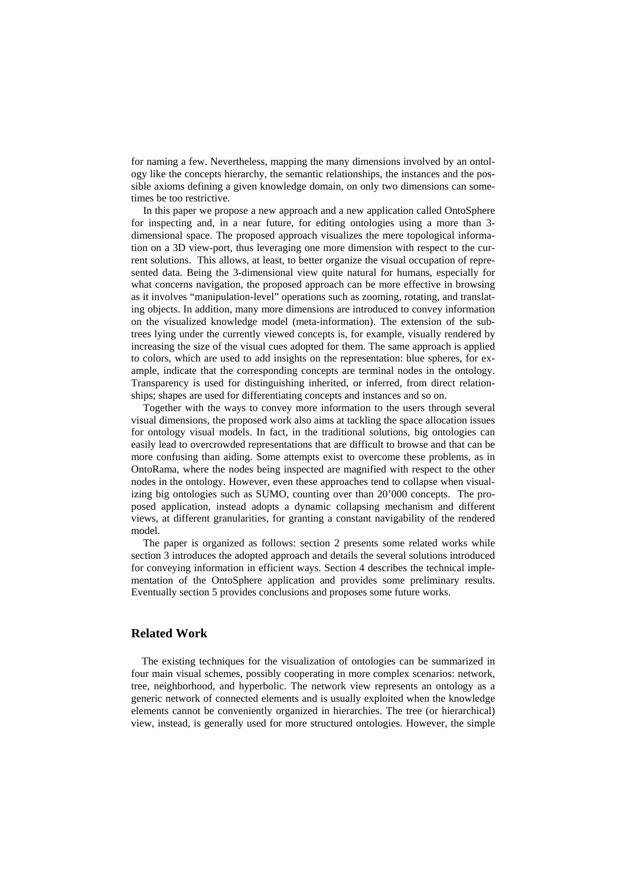for naming a few. Nevertheless, mapping the many dimensions involved by an ontology like the concepts hierarchy, the semantic relationships, the instances and the possible axioms defining a given knowledge domain, on only two dimensions can sometimes be too restrictive.

In this paper we propose a new approach and a new application called OntoSphere for inspecting and, in a near future, for editing ontologies using a more than 3-dimensional space. The proposed approach visualizes the mere topological information on a 3D view-port, thus leveraging one more dimension with respect to the current solutions. This allows, at least, to better organize the visual occupation of represented data. Being the 3-dimensional view quite natural for humans, especially for what concerns navigation, the proposed approach can be more effective in browsing as it involves "manipulation-level" operations such as zooming, rotating, and translating objects. In addition, many more dimensions are introduced to convey information on the visualized knowledge model (meta-information). The extension of the subtrees lying under the currently viewed concepts is, for example, visually rendered by increasing the size of the visual cues adopted for them. The same approach is applied to colors, which are used to add insights on the representation: blue spheres, for example, indicate that the corresponding concepts are terminal nodes in the ontology. Transparency is used for distinguishing inherited, or inferred, from direct relationships; shapes are used for differentiating concepts and instances and so on.

Together with the ways to convey more information to the users through several visual dimensions, the proposed work also aims at tackling the space allocation issues for ontology visual models. In fact, in the traditional solutions, big ontologies can easily lead to overcrowded representations that are difficult to browse and that can be more confusing than aiding. Some attempts exist to overcome these problems, as in OntoRama, where the nodes being inspected are magnified with respect to the other nodes in the ontology. However, even these approaches tend to collapse when visualizing big ontologies such as SUMO, counting over than 20'000 concepts. The proposed application, instead adopts a dynamic collapsing mechanism and different views, at different granularities, for granting a constant navigability of the rendered model.

The paper is organized as follows: section 2 presents some related works while section 3 introduces the adopted approach and details the several solutions introduced for conveying information in efficient ways. Section 4 describes the technical implementation of the OntoSphere application and provides some preliminary results. Eventually section 5 provides conclusions and proposes some future works.

## Related Work

The existing techniques for the visualization of ontologies can be summarized in four main visual schemes, possibly cooperating in more complex scenarios: network, tree, neighborhood, and hyperbolic. The network view represents an ontology as a generic network of connected elements and is usually exploited when the knowledge elements cannot be conveniently organized in hierarchies. The tree (or hierarchical) view, instead, is generally used for more structured ontologies. However, the simple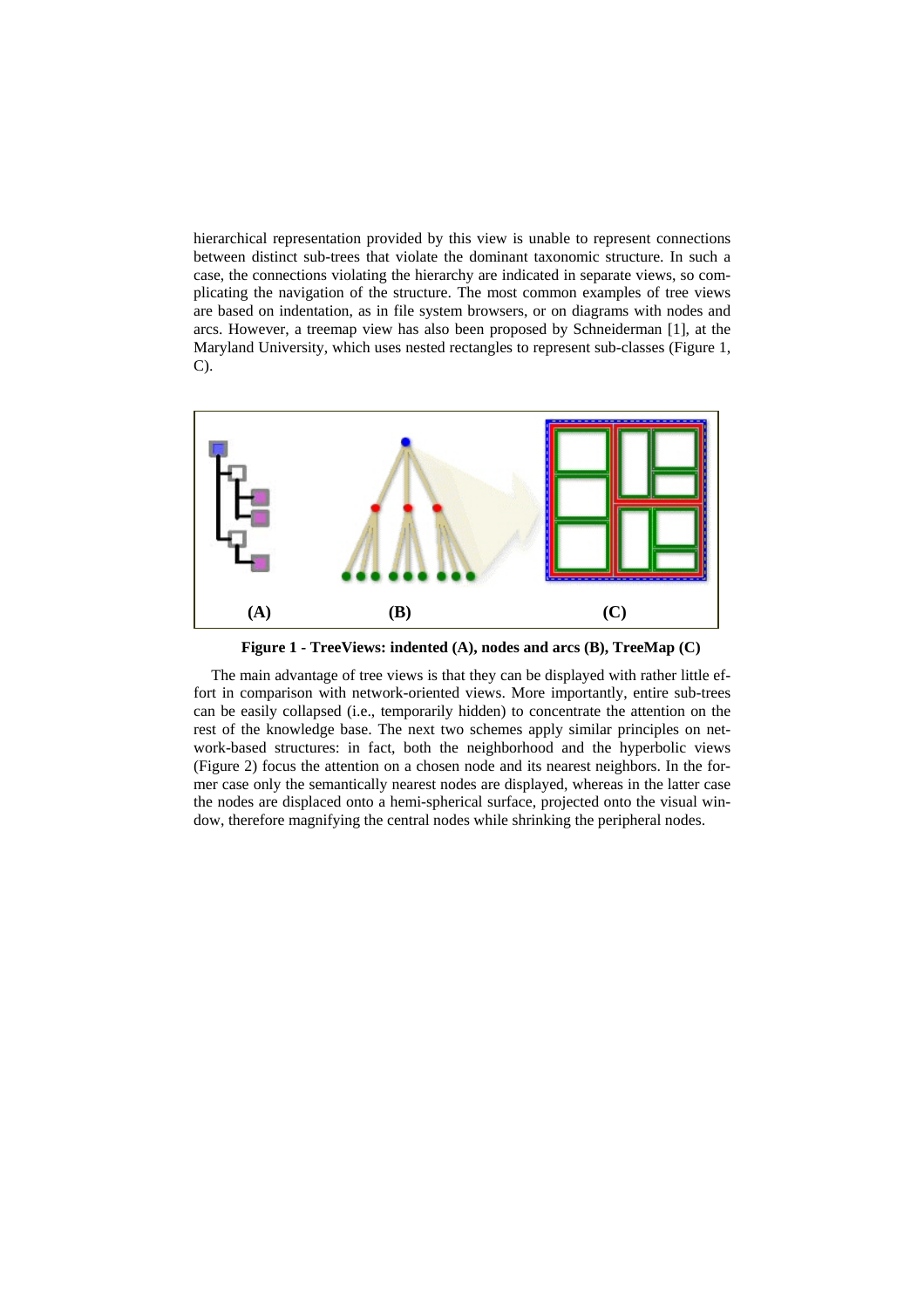hierarchical representation provided by this view is unable to represent connections between distinct sub-trees that violate the dominant taxonomic structure. In such a case, the connections violating the hierarchy are indicated in separate views, so complicating the navigation of the structure. The most common examples of tree views are based on indentation, as in file system browsers, or on diagrams with nodes and arcs. However, a treemap view has also been proposed by Schneiderman [1], at the Maryland University, which uses nested rectangles to represent sub-classes (Figure 1, C).

**Figure 1 - TreeViews: indented (A), nodes and arcs (B), TreeMap (C)**

The main advantage of tree views is that they can be displayed with rather little effort in comparison with network-oriented views. More importantly, entire sub-trees can be easily collapsed (i.e., temporarily hidden) to concentrate the attention on the rest of the knowledge base. The next two schemes apply similar principles on network-based structures: in fact, both the neighborhood and the hyperbolic views (Figure 2) focus the attention on a chosen node and its nearest neighbors. In the former case only the semantically nearest nodes are displayed, whereas in the latter case the nodes are displaced onto a hemi-spherical surface, projected onto the visual window, therefore magnifying the central nodes while shrinking the peripheral nodes.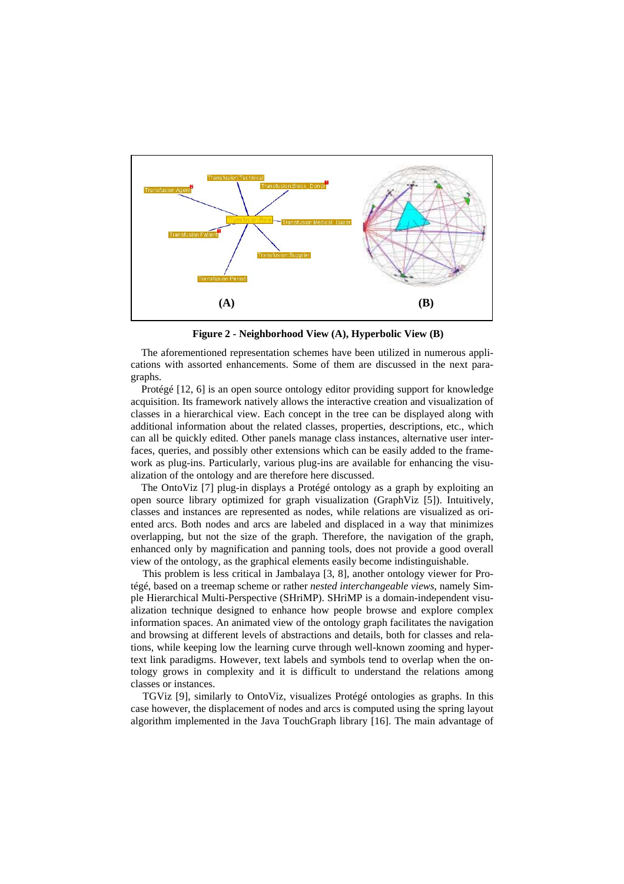**Figure 2 - Neighborhood View (A), Hyperbolic View (B)**

The aforementioned representation schemes have been utilized in numerous applications with assorted enhancements. Some of them are discussed in the next paragraphs.

Protégé [12, 6] is an open source ontology editor providing support for knowledge acquisition. Its framework natively allows the interactive creation and visualization of classes in a hierarchical view. Each concept in the tree can be displayed along with additional information about the related classes, properties, descriptions, etc., which can all be quickly edited. Other panels manage class instances, alternative user interfaces, queries, and possibly other extensions which can be easily added to the framework as plug-ins. Particularly, various plug-ins are available for enhancing the visualization of the ontology and are therefore here discussed.

The OntoViz [7] plug-in displays a Protégé ontology as a graph by exploiting an open source library optimized for graph visualization (GraphViz [5]). Intuitively, classes and instances are represented as nodes, while relations are visualized as oriented arcs. Both nodes and arcs are labeled and displaced in a way that minimizes overlapping, but not the size of the graph. Therefore, the navigation of the graph, enhanced only by magnification and panning tools, does not provide a good overall view of the ontology, as the graphical elements easily become indistinguishable.

This problem is less critical in Jambalaya [3, 8], another ontology viewer for Protégé, based on a treemap scheme or rather *nested interchangeable views*, namely Simple Hierarchical Multi-Perspective (SHriMP). SHriMP is a domain-independent visualization technique designed to enhance how people browse and explore complex information spaces. An animated view of the ontology graph facilitates the navigation and browsing at different levels of abstractions and details, both for classes and relations, while keeping low the learning curve through well-known zooming and hypertext link paradigms. However, text labels and symbols tend to overlap when the ontology grows in complexity and it is difficult to understand the relations among classes or instances.

TGViz [9], similarly to OntoViz, visualizes Protégé ontologies as graphs. In this case however, the displacement of nodes and arcs is computed using the spring layout algorithm implemented in the Java TouchGraph library [16]. The main advantage of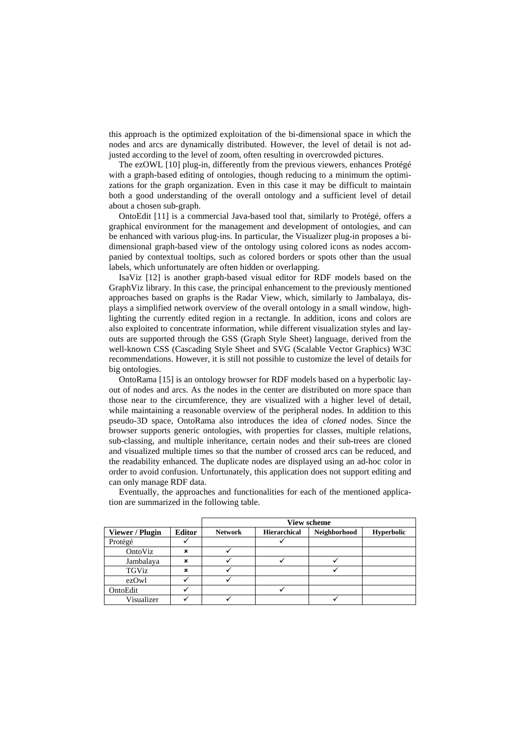this approach is the optimized exploitation of the bi-dimensional space in which the nodes and arcs are dynamically distributed. However, the level of detail is not adjusted according to the level of zoom, often resulting in overcrowded pictures.

The ezOWL [10] plug-in, differently from the previous viewers, enhances Protégé with a graph-based editing of ontologies, though reducing to a minimum the optimizations for the graph organization. Even in this case it may be difficult to maintain both a good understanding of the overall ontology and a sufficient level of detail about a chosen sub-graph.

OntoEdit [11] is a commercial Java-based tool that, similarly to Protégé, offers a graphical environment for the management and development of ontologies, and can be enhanced with various plug-ins. In particular, the Visualizer plug-in proposes a bi-dimensional graph-based view of the ontology using colored icons as nodes accompanied by contextual tooltips, such as colored borders or spots other than the usual labels, which unfortunately are often hidden or overlapping.

IsaViz [12] is another graph-based visual editor for RDF models based on the GraphViz library. In this case, the principal enhancement to the previously mentioned approaches based on graphs is the Radar View, which, similarly to Jambalaya, displays a simplified network overview of the overall ontology in a small window, highlighting the currently edited region in a rectangle. In addition, icons and colors are also exploited to concentrate information, while different visualization styles and layouts are supported through the GSS (Graph Style Sheet) language, derived from the well-known CSS (Cascading Style Sheet and SVG (Scalable Vector Graphics) W3C recommendations. However, it is still not possible to customize the level of details for big ontologies.

OntoRama [15] is an ontology browser for RDF models based on a hyperbolic layout of nodes and arcs. As the nodes in the center are distributed on more space than those near to the circumference, they are visualized with a higher level of detail, while maintaining a reasonable overview of the peripheral nodes. In addition to this pseudo-3D space, OntoRama also introduces the idea of *cloned* nodes. Since the browser supports generic ontologies, with properties for classes, multiple relations, sub-classing, and multiple inheritance, certain nodes and their sub-trees are cloned and visualized multiple times so that the number of crossed arcs can be reduced, and the readability enhanced. The duplicate nodes are displayed using an ad-hoc color in order to avoid confusion. Unfortunately, this application does not support editing and can only manage RDF data.

Eventually, the approaches and functionalities for each of the mentioned application are summarized in the following table.

| | | View scheme | | | |
|---|---|---|---|---|---|
| **Viewer / Plugin** | **Editor** | **Network** | **Hierarchical** | **Neighborhood** | **Hyperbolic** |
| Protégé | ✓ | | ✓ | | |
| OntoViz | ✗ | ✓ | | | |
| Jambalaya | ✗ | ✓ | ✓ | ✓ | |
| TGViz | ✗ | ✓ | | ✓ | |
| ezOwl | ✓ | ✓ | | | |
| OntoEdit | ✓ | | ✓ | | |
| Visualizer | ✓ | ✓ | | ✓ | |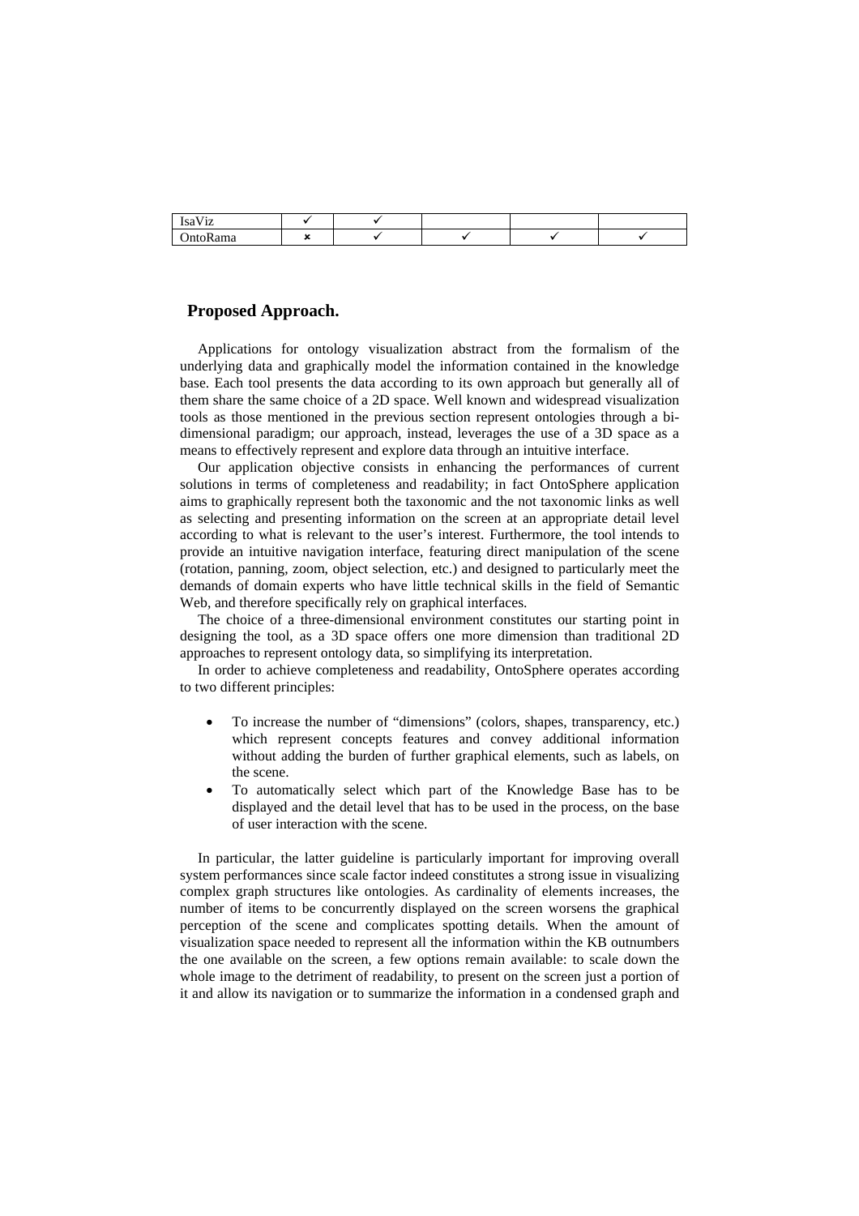| IsaViz | ✓ | ✓ | | | |
|---|---|---|---|---|---|
| OntoRama | ✗ | ✓ | ✓ | ✓ | ✓ |

## Proposed Approach.

Applications for ontology visualization abstract from the formalism of the underlying data and graphically model the information contained in the knowledge base. Each tool presents the data according to its own approach but generally all of them share the same choice of a 2D space. Well known and widespread visualization tools as those mentioned in the previous section represent ontologies through a bi-dimensional paradigm; our approach, instead, leverages the use of a 3D space as a means to effectively represent and explore data through an intuitive interface.

Our application objective consists in enhancing the performances of current solutions in terms of completeness and readability; in fact OntoSphere application aims to graphically represent both the taxonomic and the not taxonomic links as well as selecting and presenting information on the screen at an appropriate detail level according to what is relevant to the user's interest. Furthermore, the tool intends to provide an intuitive navigation interface, featuring direct manipulation of the scene (rotation, panning, zoom, object selection, etc.) and designed to particularly meet the demands of domain experts who have little technical skills in the field of Semantic Web, and therefore specifically rely on graphical interfaces.

The choice of a three-dimensional environment constitutes our starting point in designing the tool, as a 3D space offers one more dimension than traditional 2D approaches to represent ontology data, so simplifying its interpretation.

In order to achieve completeness and readability, OntoSphere operates according to two different principles:

- To increase the number of "dimensions" (colors, shapes, transparency, etc.) which represent concepts features and convey additional information without adding the burden of further graphical elements, such as labels, on the scene.
- To automatically select which part of the Knowledge Base has to be displayed and the detail level that has to be used in the process, on the base of user interaction with the scene.

In particular, the latter guideline is particularly important for improving overall system performances since scale factor indeed constitutes a strong issue in visualizing complex graph structures like ontologies. As cardinality of elements increases, the number of items to be concurrently displayed on the screen worsens the graphical perception of the scene and complicates spotting details. When the amount of visualization space needed to represent all the information within the KB outnumbers the one available on the screen, a few options remain available: to scale down the whole image to the detriment of readability, to present on the screen just a portion of it and allow its navigation or to summarize the information in a condensed graph and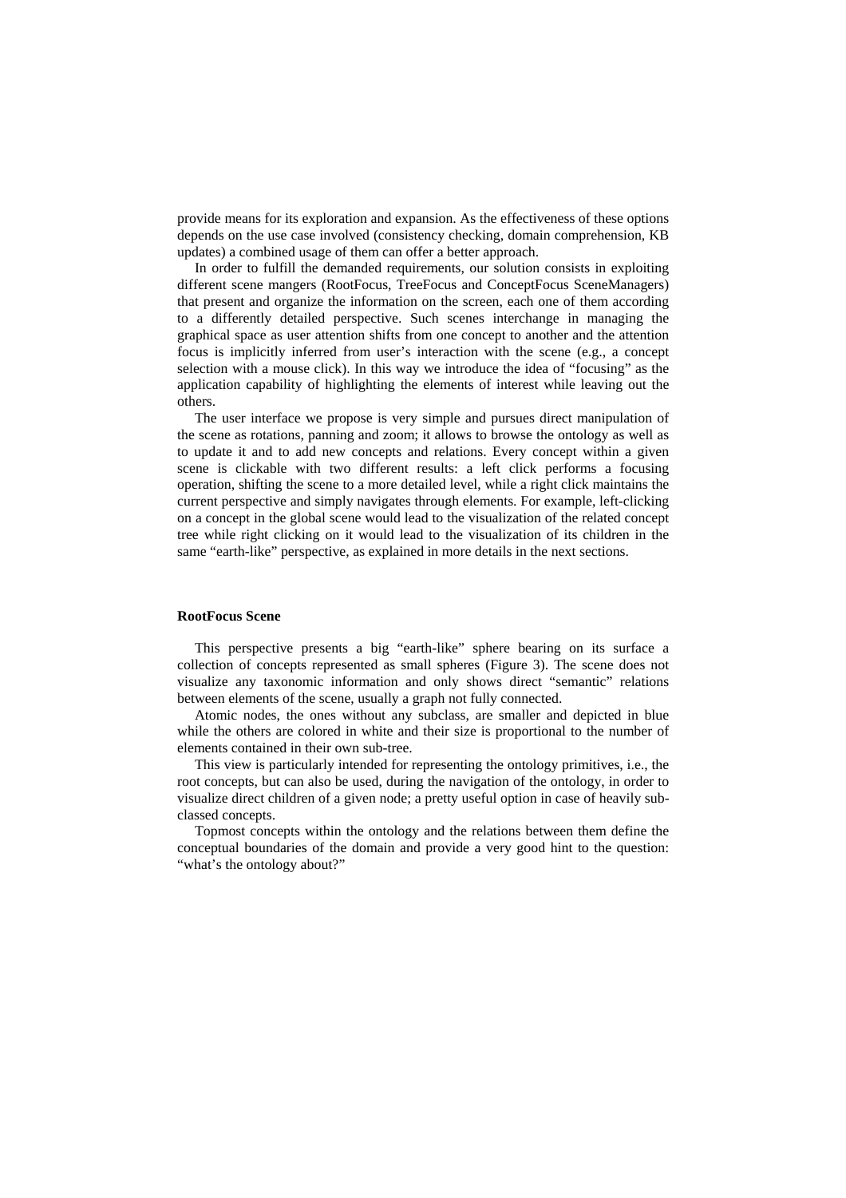provide means for its exploration and expansion. As the effectiveness of these options depends on the use case involved (consistency checking, domain comprehension, KB updates) a combined usage of them can offer a better approach.

In order to fulfill the demanded requirements, our solution consists in exploiting different scene mangers (RootFocus, TreeFocus and ConceptFocus SceneManagers) that present and organize the information on the screen, each one of them according to a differently detailed perspective. Such scenes interchange in managing the graphical space as user attention shifts from one concept to another and the attention focus is implicitly inferred from user's interaction with the scene (e.g., a concept selection with a mouse click). In this way we introduce the idea of "focusing" as the application capability of highlighting the elements of interest while leaving out the others.

The user interface we propose is very simple and pursues direct manipulation of the scene as rotations, panning and zoom; it allows to browse the ontology as well as to update it and to add new concepts and relations. Every concept within a given scene is clickable with two different results: a left click performs a focusing operation, shifting the scene to a more detailed level, while a right click maintains the current perspective and simply navigates through elements. For example, left-clicking on a concept in the global scene would lead to the visualization of the related concept tree while right clicking on it would lead to the visualization of its children in the same "earth-like" perspective, as explained in more details in the next sections.

**RootFocus Scene**

This perspective presents a big "earth-like" sphere bearing on its surface a collection of concepts represented as small spheres (Figure 3). The scene does not visualize any taxonomic information and only shows direct "semantic" relations between elements of the scene, usually a graph not fully connected.

Atomic nodes, the ones without any subclass, are smaller and depicted in blue while the others are colored in white and their size is proportional to the number of elements contained in their own sub-tree.

This view is particularly intended for representing the ontology primitives, i.e., the root concepts, but can also be used, during the navigation of the ontology, in order to visualize direct children of a given node; a pretty useful option in case of heavily sub-classed concepts.

Topmost concepts within the ontology and the relations between them define the conceptual boundaries of the domain and provide a very good hint to the question: "what's the ontology about?"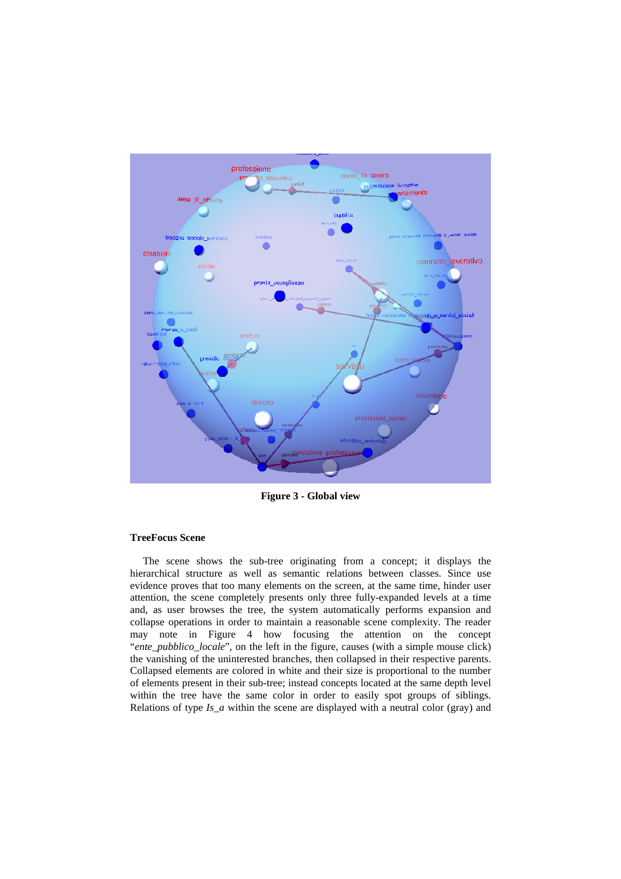**Figure 3 - Global view**

#### TreeFocus Scene

The scene shows the sub-tree originating from a concept; it displays the hierarchical structure as well as semantic relations between classes. Since use evidence proves that too many elements on the screen, at the same time, hinder user attention, the scene completely presents only three fully-expanded levels at a time and, as user browses the tree, the system automatically performs expansion and collapse operations in order to maintain a reasonable scene complexity. The reader may note in Figure 4 how focusing the attention on the concept "*ente_pubblico_locale*", on the left in the figure, causes (with a simple mouse click) the vanishing of the uninterested branches, then collapsed in their respective parents. Collapsed elements are colored in white and their size is proportional to the number of elements present in their sub-tree; instead concepts located at the same depth level within the tree have the same color in order to easily spot groups of siblings. Relations of type *Is_a* within the scene are displayed with a neutral color (gray) and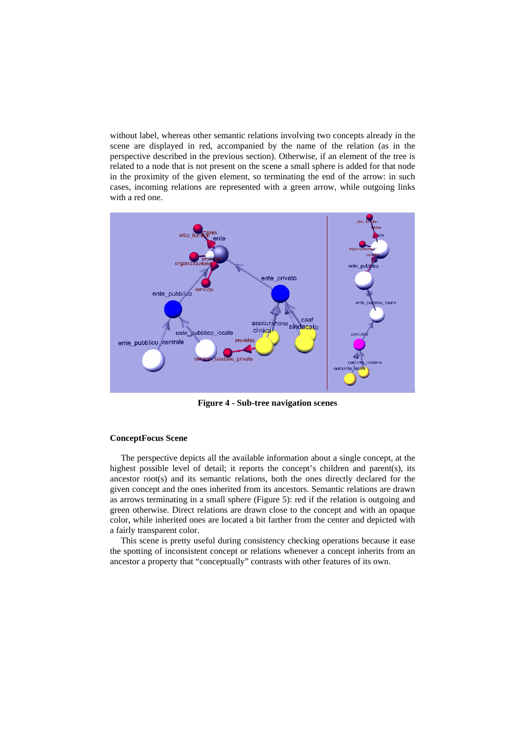without label, whereas other semantic relations involving two concepts already in the scene are displayed in red, accompanied by the name of the relation (as in the perspective described in the previous section). Otherwise, if an element of the tree is related to a node that is not present on the scene a small sphere is added for that node in the proximity of the given element, so terminating the end of the arrow: in such cases, incoming relations are represented with a green arrow, while outgoing links with a red one.

**Figure 4 - Sub-tree navigation scenes**

#### ConceptFocus Scene

The perspective depicts all the available information about a single concept, at the highest possible level of detail; it reports the concept's children and parent(s), its ancestor root(s) and its semantic relations, both the ones directly declared for the given concept and the ones inherited from its ancestors. Semantic relations are drawn as arrows terminating in a small sphere (Figure 5): red if the relation is outgoing and green otherwise. Direct relations are drawn close to the concept and with an opaque color, while inherited ones are located a bit farther from the center and depicted with a fairly transparent color.

This scene is pretty useful during consistency checking operations because it ease the spotting of inconsistent concept or relations whenever a concept inherits from an ancestor a property that "conceptually" contrasts with other features of its own.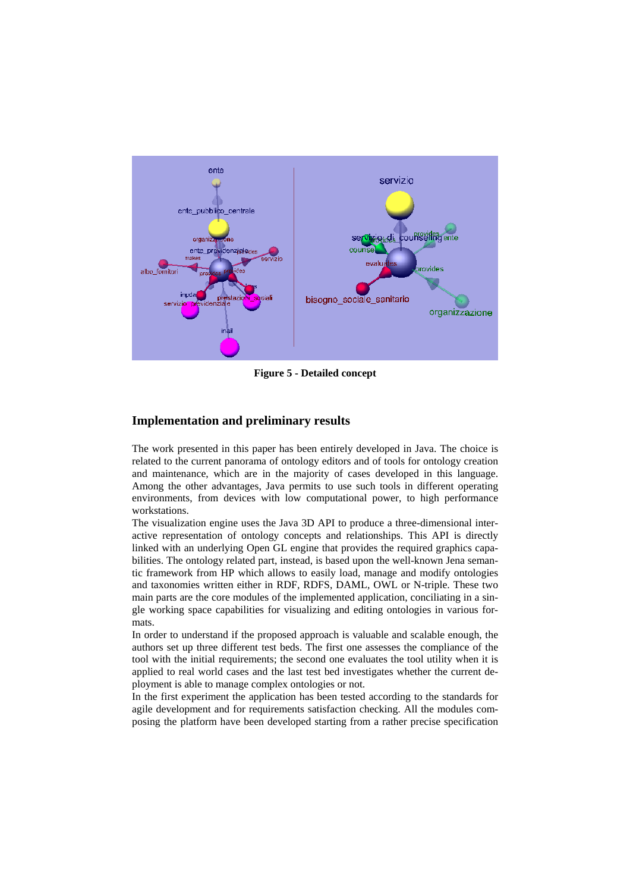Figure 5 - Detailed concept

## Implementation and preliminary results

The work presented in this paper has been entirely developed in Java. The choice is related to the current panorama of ontology editors and of tools for ontology creation and maintenance, which are in the majority of cases developed in this language. Among the other advantages, Java permits to use such tools in different operating environments, from devices with low computational power, to high performance workstations.

The visualization engine uses the Java 3D API to produce a three-dimensional interactive representation of ontology concepts and relationships. This API is directly linked with an underlying Open GL engine that provides the required graphics capabilities. The ontology related part, instead, is based upon the well-known Jena semantic framework from HP which allows to easily load, manage and modify ontologies and taxonomies written either in RDF, RDFS, DAML, OWL or N-triple. These two main parts are the core modules of the implemented application, conciliating in a single working space capabilities for visualizing and editing ontologies in various formats.

In order to understand if the proposed approach is valuable and scalable enough, the authors set up three different test beds. The first one assesses the compliance of the tool with the initial requirements; the second one evaluates the tool utility when it is applied to real world cases and the last test bed investigates whether the current deployment is able to manage complex ontologies or not.

In the first experiment the application has been tested according to the standards for agile development and for requirements satisfaction checking. All the modules composing the platform have been developed starting from a rather precise specification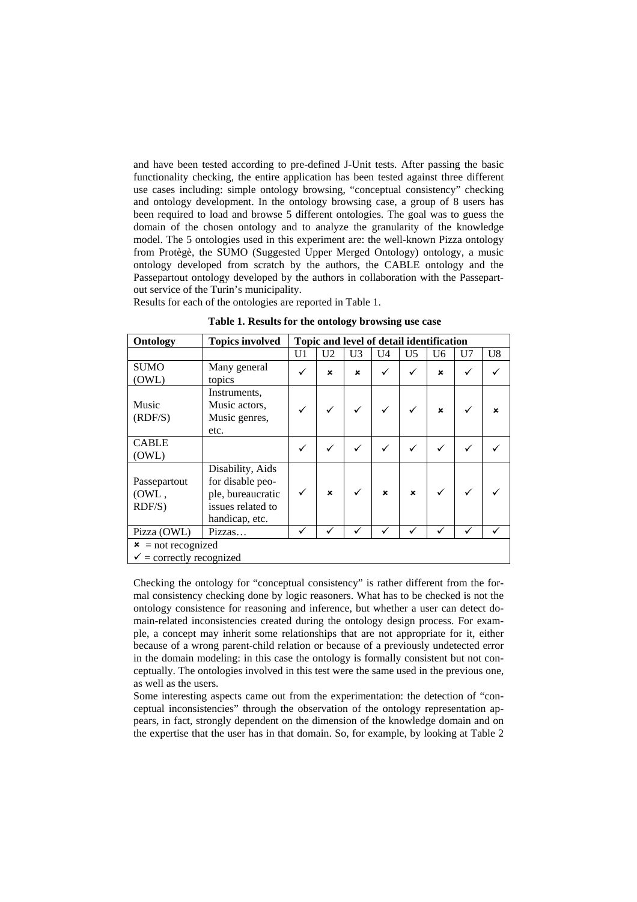and have been tested according to pre-defined J-Unit tests. After passing the basic functionality checking, the entire application has been tested against three different use cases including: simple ontology browsing, "conceptual consistency" checking and ontology development. In the ontology browsing case, a group of 8 users has been required to load and browse 5 different ontologies. The goal was to guess the domain of the chosen ontology and to analyze the granularity of the knowledge model. The 5 ontologies used in this experiment are: the well-known Pizza ontology from Protègè, the SUMO (Suggested Upper Merged Ontology) ontology, a music ontology developed from scratch by the authors, the CABLE ontology and the Passepartout ontology developed by the authors in collaboration with the Passepartout service of the Turin's municipality.

Results for each of the ontologies are reported in Table 1.

**Table 1. Results for the ontology browsing use case**

| Ontology | Topics involved | Topic and level of detail identification | | | | | | | |
|---|---|---|---|---|---|---|---|---|---|
| | | U1 | U2 | U3 | U4 | U5 | U6 | U7 | U8 |
| SUMO (OWL) | Many general topics | ✓ | ✗ | ✗ | ✓ | ✓ | ✗ | ✓ | ✓ |
| Music (RDF/S) | Instruments, Music actors, Music genres, etc. | ✓ | ✓ | ✓ | ✓ | ✓ | ✗ | ✓ | ✗ |
| CABLE (OWL) | | ✓ | ✓ | ✓ | ✓ | ✓ | ✓ | ✓ | ✓ |
| Passepartout (OWL , RDF/S) | Disability, Aids for disable people, bureaucratic issues related to handicap, etc. | ✓ | ✗ | ✓ | ✗ | ✗ | ✓ | ✓ | ✓ |
| Pizza (OWL) | Pizzas… | ✓ | ✓ | ✓ | ✓ | ✓ | ✓ | ✓ | ✓ |

✗ = not recognized
✓ = correctly recognized

Checking the ontology for "conceptual consistency" is rather different from the formal consistency checking done by logic reasoners. What has to be checked is not the ontology consistence for reasoning and inference, but whether a user can detect domain-related inconsistencies created during the ontology design process. For example, a concept may inherit some relationships that are not appropriate for it, either because of a wrong parent-child relation or because of a previously undetected error in the domain modeling: in this case the ontology is formally consistent but not conceptually. The ontologies involved in this test were the same used in the previous one, as well as the users.

Some interesting aspects came out from the experimentation: the detection of "conceptual inconsistencies" through the observation of the ontology representation appears, in fact, strongly dependent on the dimension of the knowledge domain and on the expertise that the user has in that domain. So, for example, by looking at Table 2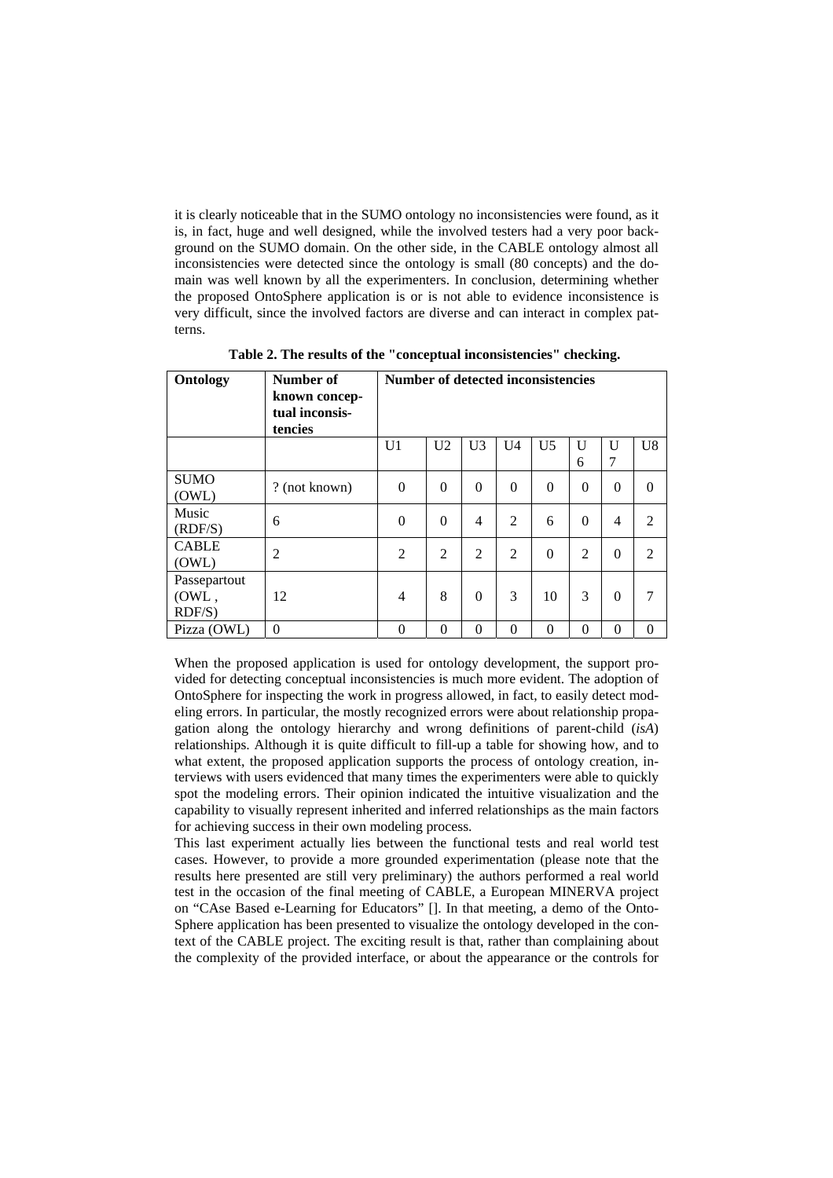it is clearly noticeable that in the SUMO ontology no inconsistencies were found, as it is, in fact, huge and well designed, while the involved testers had a very poor background on the SUMO domain. On the other side, in the CABLE ontology almost all inconsistencies were detected since the ontology is small (80 concepts) and the domain was well known by all the experimenters. In conclusion, determining whether the proposed OntoSphere application is or is not able to evidence inconsistence is very difficult, since the involved factors are diverse and can interact in complex patterns.

**Table 2. The results of the "conceptual inconsistencies" checking.**

| Ontology | Number of known conceptual inconsistencies | Number of detected inconsistencies | | | | | | | |
|---|---|---|---|---|---|---|---|---|---|
| | | U1 | U2 | U3 | U4 | U5 | U6 | U7 | U8 |
| SUMO (OWL) | ? (not known) | 0 | 0 | 0 | 0 | 0 | 0 | 0 | 0 |
| Music (RDF/S) | 6 | 0 | 0 | 4 | 2 | 6 | 0 | 4 | 2 |
| CABLE (OWL) | 2 | 2 | 2 | 2 | 2 | 0 | 2 | 0 | 2 |
| Passepartout (OWL , RDF/S) | 12 | 4 | 8 | 0 | 3 | 10 | 3 | 0 | 7 |
| Pizza (OWL) | 0 | 0 | 0 | 0 | 0 | 0 | 0 | 0 | 0 |

When the proposed application is used for ontology development, the support provided for detecting conceptual inconsistencies is much more evident. The adoption of OntoSphere for inspecting the work in progress allowed, in fact, to easily detect modeling errors. In particular, the mostly recognized errors were about relationship propagation along the ontology hierarchy and wrong definitions of parent-child (*isA*) relationships. Although it is quite difficult to fill-up a table for showing how, and to what extent, the proposed application supports the process of ontology creation, interviews with users evidenced that many times the experimenters were able to quickly spot the modeling errors. Their opinion indicated the intuitive visualization and the capability to visually represent inherited and inferred relationships as the main factors for achieving success in their own modeling process.

This last experiment actually lies between the functional tests and real world test cases. However, to provide a more grounded experimentation (please note that the results here presented are still very preliminary) the authors performed a real world test in the occasion of the final meeting of CABLE, a European MINERVA project on "CAse Based e-Learning for Educators" []. In that meeting, a demo of the OntoSphere application has been presented to visualize the ontology developed in the context of the CABLE project. The exciting result is that, rather than complaining about the complexity of the provided interface, or about the appearance or the controls for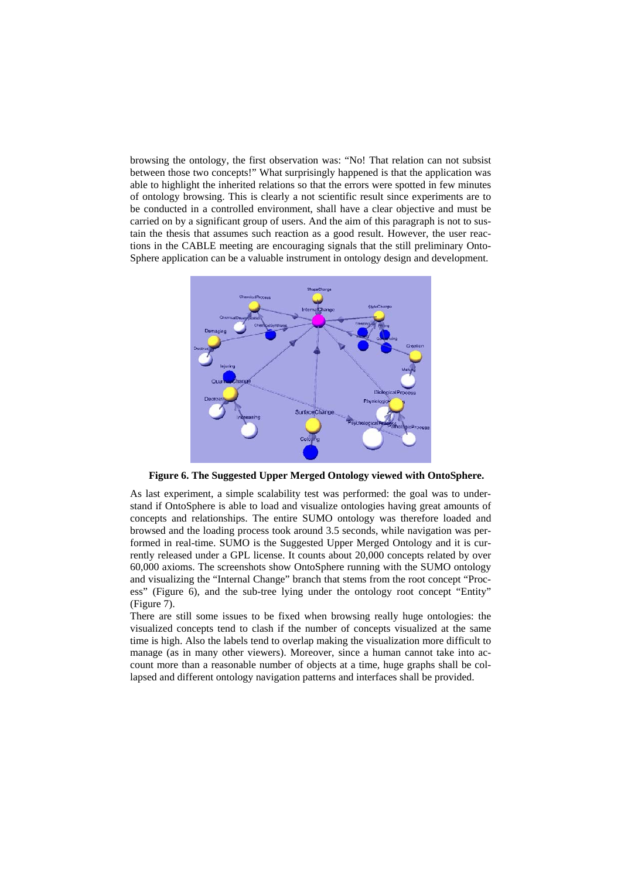browsing the ontology, the first observation was: "No! That relation can not subsist between those two concepts!" What surprisingly happened is that the application was able to highlight the inherited relations so that the errors were spotted in few minutes of ontology browsing. This is clearly a not scientific result since experiments are to be conducted in a controlled environment, shall have a clear objective and must be carried on by a significant group of users. And the aim of this paragraph is not to sustain the thesis that assumes such reaction as a good result. However, the user reactions in the CABLE meeting are encouraging signals that the still preliminary OntoSphere application can be a valuable instrument in ontology design and development.

**Figure 6. The Suggested Upper Merged Ontology viewed with OntoSphere.**

As last experiment, a simple scalability test was performed: the goal was to understand if OntoSphere is able to load and visualize ontologies having great amounts of concepts and relationships. The entire SUMO ontology was therefore loaded and browsed and the loading process took around 3.5 seconds, while navigation was performed in real-time. SUMO is the Suggested Upper Merged Ontology and it is currently released under a GPL license. It counts about 20,000 concepts related by over 60,000 axioms. The screenshots show OntoSphere running with the SUMO ontology and visualizing the "Internal Change" branch that stems from the root concept "Process" (Figure 6), and the sub-tree lying under the ontology root concept "Entity" (Figure 7).

There are still some issues to be fixed when browsing really huge ontologies: the visualized concepts tend to clash if the number of concepts visualized at the same time is high. Also the labels tend to overlap making the visualization more difficult to manage (as in many other viewers). Moreover, since a human cannot take into account more than a reasonable number of objects at a time, huge graphs shall be collapsed and different ontology navigation patterns and interfaces shall be provided.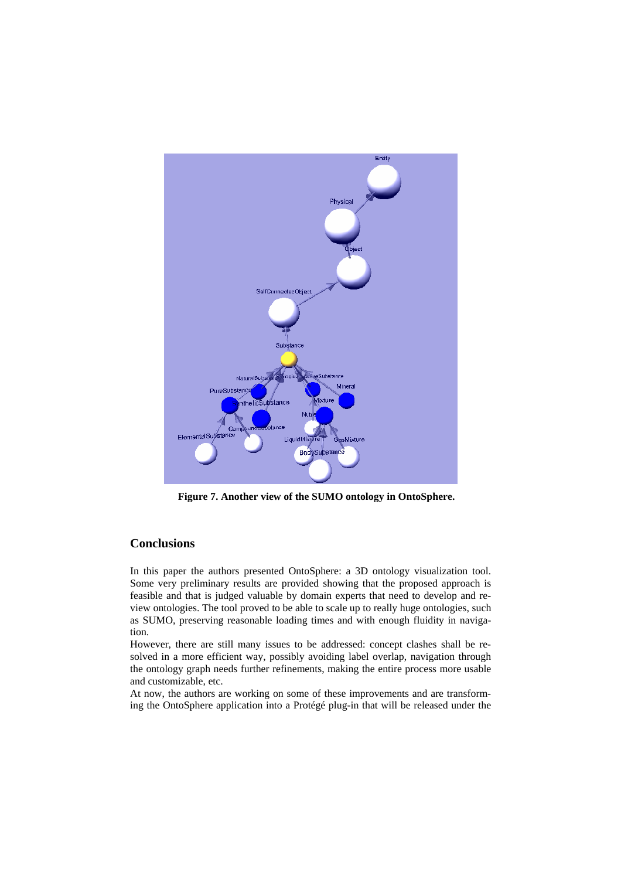**Figure 7. Another view of the SUMO ontology in OntoSphere.**

## Conclusions

In this paper the authors presented OntoSphere: a 3D ontology visualization tool. Some very preliminary results are provided showing that the proposed approach is feasible and that is judged valuable by domain experts that need to develop and review ontologies. The tool proved to be able to scale up to really huge ontologies, such as SUMO, preserving reasonable loading times and with enough fluidity in navigation.

However, there are still many issues to be addressed: concept clashes shall be resolved in a more efficient way, possibly avoiding label overlap, navigation through the ontology graph needs further refinements, making the entire process more usable and customizable, etc.

At now, the authors are working on some of these improvements and are transforming the OntoSphere application into a Protégé plug-in that will be released under the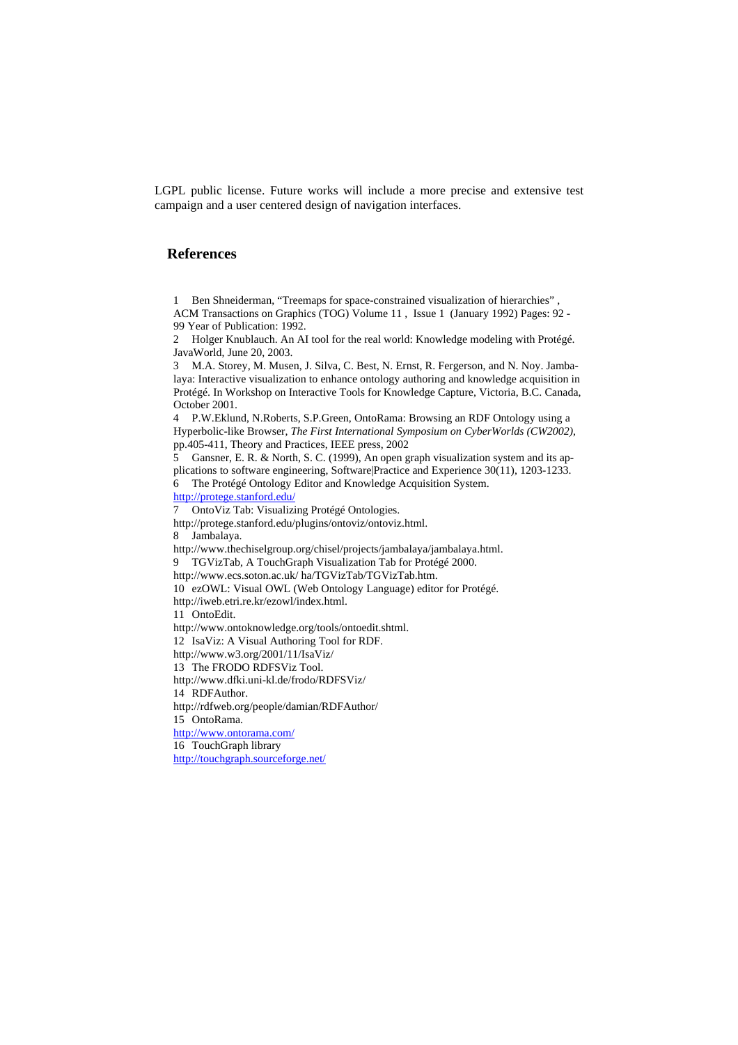LGPL public license. Future works will include a more precise and extensive test campaign and a user centered design of navigation interfaces.

## References

1 Ben Shneiderman, "Treemaps for space-constrained visualization of hierarchies" , ACM Transactions on Graphics (TOG) Volume 11 , Issue 1 (January 1992) Pages: 92 - 99 Year of Publication: 1992.

2 Holger Knublauch. An AI tool for the real world: Knowledge modeling with Protégé. JavaWorld, June 20, 2003.

3 M.A. Storey, M. Musen, J. Silva, C. Best, N. Ernst, R. Fergerson, and N. Noy. Jambalaya: Interactive visualization to enhance ontology authoring and knowledge acquisition in Protégé. In Workshop on Interactive Tools for Knowledge Capture, Victoria, B.C. Canada, October 2001.

4 P.W.Eklund, N.Roberts, S.P.Green, OntoRama: Browsing an RDF Ontology using a Hyperbolic-like Browser, *The First International Symposium on CyberWorlds (CW2002)*, pp.405-411, Theory and Practices, IEEE press, 2002

5 Gansner, E. R. & North, S. C. (1999), An open graph visualization system and its applications to software engineering, Software|Practice and Experience 30(11), 1203-1233.

6 The Protégé Ontology Editor and Knowledge Acquisition System. http://protege.stanford.edu/

7 OntoViz Tab: Visualizing Protégé Ontologies. http://protege.stanford.edu/plugins/ontoviz/ontoviz.html.

8 Jambalaya. http://www.thechiselgroup.org/chisel/projects/jambalaya/jambalaya.html.

9 TGVizTab, A TouchGraph Visualization Tab for Protégé 2000. http://www.ecs.soton.ac.uk/ ha/TGVizTab/TGVizTab.htm.

10 ezOWL: Visual OWL (Web Ontology Language) editor for Protégé. http://iweb.etri.re.kr/ezowl/index.html.

11 OntoEdit. http://www.ontoknowledge.org/tools/ontoedit.shtml.

12 IsaViz: A Visual Authoring Tool for RDF. http://www.w3.org/2001/11/IsaViz/

13 The FRODO RDFSViz Tool. http://www.dfki.uni-kl.de/frodo/RDFSViz/

14 RDFAuthor. http://rdfweb.org/people/damian/RDFAuthor/

15 OntoRama. http://www.ontorama.com/

16 TouchGraph library http://touchgraph.sourceforge.net/